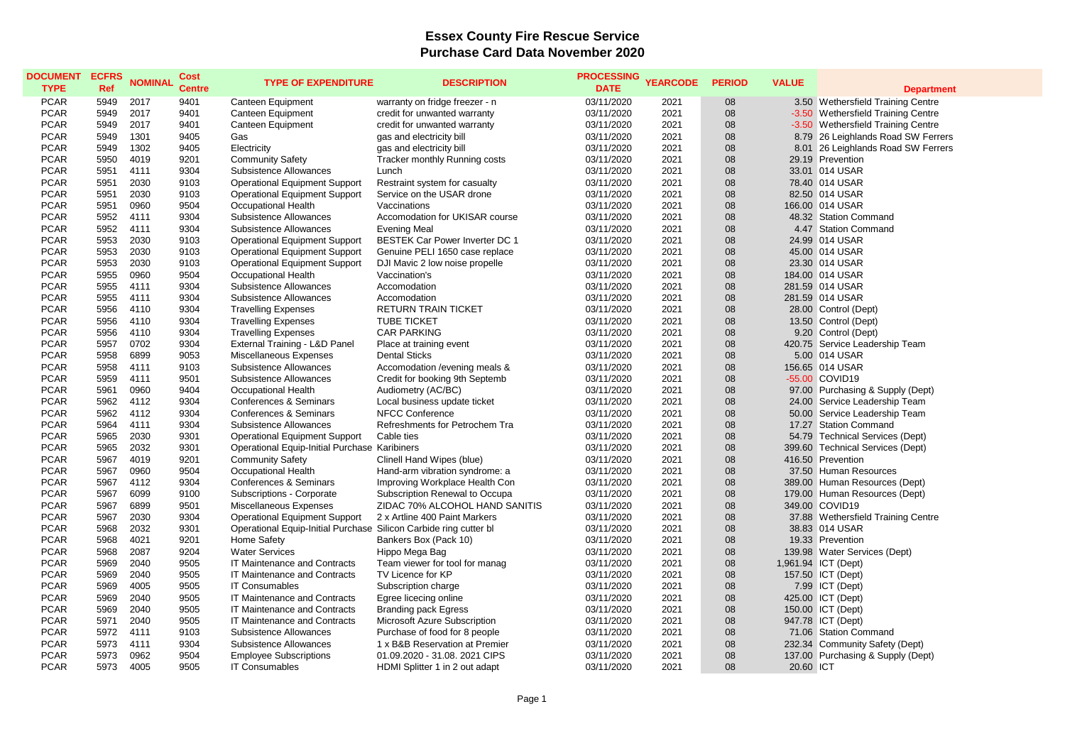# Essex County Fire Rescue Service
## Purchase Card Data November 2020

| DOCUMENT TYPE | ECFRS Ref | NOMINAL | Cost Centre | TYPE OF EXPENDITURE | DESCRIPTION | PROCESSING DATE | YEARCODE | PERIOD | VALUE | Department |
|---|---|---|---|---|---|---|---|---|---|---|
| PCAR | 5949 | 2017 | 9401 | Canteen Equipment | warranty on fridge freezer - n | 03/11/2020 | 2021 | 08 | 3.50 | Wethersfield Training Centre |
| PCAR | 5949 | 2017 | 9401 | Canteen Equipment | credit for unwanted warranty | 03/11/2020 | 2021 | 08 | -3.50 | Wethersfield Training Centre |
| PCAR | 5949 | 2017 | 9401 | Canteen Equipment | credit for unwanted warranty | 03/11/2020 | 2021 | 08 | -3.50 | Wethersfield Training Centre |
| PCAR | 5949 | 1301 | 9405 | Gas | gas and electricity bill | 03/11/2020 | 2021 | 08 | 8.79 | 26 Leighlands Road SW Ferrers |
| PCAR | 5949 | 1302 | 9405 | Electricity | gas and electricity bill | 03/11/2020 | 2021 | 08 | 8.01 | 26 Leighlands Road SW Ferrers |
| PCAR | 5950 | 4019 | 9201 | Community Safety | Tracker monthly Running costs | 03/11/2020 | 2021 | 08 | 29.19 | Prevention |
| PCAR | 5951 | 4111 | 9304 | Subsistence Allowances | Lunch | 03/11/2020 | 2021 | 08 | 33.01 | 014 USAR |
| PCAR | 5951 | 2030 | 9103 | Operational Equipment Support | Restraint system for casualty | 03/11/2020 | 2021 | 08 | 78.40 | 014 USAR |
| PCAR | 5951 | 2030 | 9103 | Operational Equipment Support | Service on the USAR drone | 03/11/2020 | 2021 | 08 | 82.50 | 014 USAR |
| PCAR | 5951 | 0960 | 9504 | Occupational Health | Vaccinations | 03/11/2020 | 2021 | 08 | 166.00 | 014 USAR |
| PCAR | 5952 | 4111 | 9304 | Subsistence Allowances | Accomodation for UKISAR course | 03/11/2020 | 2021 | 08 | 48.32 | Station Command |
| PCAR | 5952 | 4111 | 9304 | Subsistence Allowances | Evening Meal | 03/11/2020 | 2021 | 08 | 4.47 | Station Command |
| PCAR | 5953 | 2030 | 9103 | Operational Equipment Support | BESTEK Car Power Inverter DC 1 | 03/11/2020 | 2021 | 08 | 24.99 | 014 USAR |
| PCAR | 5953 | 2030 | 9103 | Operational Equipment Support | Genuine PELI 1650 case replace | 03/11/2020 | 2021 | 08 | 45.00 | 014 USAR |
| PCAR | 5953 | 2030 | 9103 | Operational Equipment Support | DJI Mavic 2 low noise propelle | 03/11/2020 | 2021 | 08 | 23.30 | 014 USAR |
| PCAR | 5955 | 0960 | 9504 | Occupational Health | Vaccination's | 03/11/2020 | 2021 | 08 | 184.00 | 014 USAR |
| PCAR | 5955 | 4111 | 9304 | Subsistence Allowances | Accomodation | 03/11/2020 | 2021 | 08 | 281.59 | 014 USAR |
| PCAR | 5955 | 4111 | 9304 | Subsistence Allowances | Accomodation | 03/11/2020 | 2021 | 08 | 281.59 | 014 USAR |
| PCAR | 5956 | 4110 | 9304 | Travelling Expenses | RETURN TRAIN TICKET | 03/11/2020 | 2021 | 08 | 28.00 | Control (Dept) |
| PCAR | 5956 | 4110 | 9304 | Travelling Expenses | TUBE TICKET | 03/11/2020 | 2021 | 08 | 13.50 | Control (Dept) |
| PCAR | 5956 | 4110 | 9304 | Travelling Expenses | CAR PARKING | 03/11/2020 | 2021 | 08 | 9.20 | Control (Dept) |
| PCAR | 5957 | 0702 | 9304 | External Training - L&D Panel | Place at training event | 03/11/2020 | 2021 | 08 | 420.75 | Service Leadership Team |
| PCAR | 5958 | 6899 | 9053 | Miscellaneous Expenses | Dental Sticks | 03/11/2020 | 2021 | 08 | 5.00 | 014 USAR |
| PCAR | 5958 | 4111 | 9103 | Subsistence Allowances | Accomodation /evening meals & | 03/11/2020 | 2021 | 08 | 156.65 | 014 USAR |
| PCAR | 5959 | 4111 | 9501 | Subsistence Allowances | Credit for booking 9th Septemb | 03/11/2020 | 2021 | 08 | -55.00 | COVID19 |
| PCAR | 5961 | 0960 | 9404 | Occupational Health | Audiometry (AC/BC) | 03/11/2020 | 2021 | 08 | 97.00 | Purchasing & Supply (Dept) |
| PCAR | 5962 | 4112 | 9304 | Conferences & Seminars | Local business update ticket | 03/11/2020 | 2021 | 08 | 24.00 | Service Leadership Team |
| PCAR | 5962 | 4112 | 9304 | Conferences & Seminars | NFCC Conference | 03/11/2020 | 2021 | 08 | 50.00 | Service Leadership Team |
| PCAR | 5964 | 4111 | 9304 | Subsistence Allowances | Refreshments for Petrochem Tra | 03/11/2020 | 2021 | 08 | 17.27 | Station Command |
| PCAR | 5965 | 2030 | 9301 | Operational Equipment Support | Cable ties | 03/11/2020 | 2021 | 08 | 54.79 | Technical Services (Dept) |
| PCAR | 5965 | 2032 | 9301 | Operational Equip-Initial Purchase | Karibiners | 03/11/2020 | 2021 | 08 | 399.60 | Technical Services (Dept) |
| PCAR | 5967 | 4019 | 9201 | Community Safety | Clinell Hand Wipes (blue) | 03/11/2020 | 2021 | 08 | 416.50 | Prevention |
| PCAR | 5967 | 0960 | 9504 | Occupational Health | Hand-arm vibration syndrome: a | 03/11/2020 | 2021 | 08 | 37.50 | Human Resources |
| PCAR | 5967 | 4112 | 9304 | Conferences & Seminars | Improving Workplace Health Con | 03/11/2020 | 2021 | 08 | 389.00 | Human Resources (Dept) |
| PCAR | 5967 | 6099 | 9100 | Subscriptions - Corporate | Subscription Renewal to Occupa | 03/11/2020 | 2021 | 08 | 179.00 | Human Resources (Dept) |
| PCAR | 5967 | 6899 | 9501 | Miscellaneous Expenses | ZIDAC 70% ALCOHOL HAND SANITIS | 03/11/2020 | 2021 | 08 | 349.00 | COVID19 |
| PCAR | 5967 | 2030 | 9304 | Operational Equipment Support | 2 x Artline 400 Paint Markers | 03/11/2020 | 2021 | 08 | 37.88 | Wethersfield Training Centre |
| PCAR | 5968 | 2032 | 9301 | Operational Equip-Initial Purchase | Silicon Carbide ring cutter bl | 03/11/2020 | 2021 | 08 | 38.83 | 014 USAR |
| PCAR | 5968 | 4021 | 9201 | Home Safety | Bankers Box (Pack 10) | 03/11/2020 | 2021 | 08 | 19.33 | Prevention |
| PCAR | 5968 | 2087 | 9204 | Water Services | Hippo Mega Bag | 03/11/2020 | 2021 | 08 | 139.98 | Water Services (Dept) |
| PCAR | 5969 | 2040 | 9505 | IT Maintenance and Contracts | Team viewer for tool for manag | 03/11/2020 | 2021 | 08 | 1,961.94 | ICT (Dept) |
| PCAR | 5969 | 2040 | 9505 | IT Maintenance and Contracts | TV Licence for KP | 03/11/2020 | 2021 | 08 | 157.50 | ICT (Dept) |
| PCAR | 5969 | 4005 | 9505 | IT Consumables | Subscription charge | 03/11/2020 | 2021 | 08 | 7.99 | ICT (Dept) |
| PCAR | 5969 | 2040 | 9505 | IT Maintenance and Contracts | Egree licecing online | 03/11/2020 | 2021 | 08 | 425.00 | ICT (Dept) |
| PCAR | 5969 | 2040 | 9505 | IT Maintenance and Contracts | Branding pack Egress | 03/11/2020 | 2021 | 08 | 150.00 | ICT (Dept) |
| PCAR | 5971 | 2040 | 9505 | IT Maintenance and Contracts | Microsoft Azure Subscription | 03/11/2020 | 2021 | 08 | 947.78 | ICT (Dept) |
| PCAR | 5972 | 4111 | 9103 | Subsistence Allowances | Purchase of food for 8 people | 03/11/2020 | 2021 | 08 | 71.06 | Station Command |
| PCAR | 5973 | 4111 | 9304 | Subsistence Allowances | 1 x B&B Reservation at Premier | 03/11/2020 | 2021 | 08 | 232.34 | Community Safety (Dept) |
| PCAR | 5973 | 0962 | 9504 | Employee Subscriptions | 01.09.2020 - 31.08. 2021 CIPS | 03/11/2020 | 2021 | 08 | 137.00 | Purchasing & Supply (Dept) |
| PCAR | 5973 | 4005 | 9505 | IT Consumables | HDMI Splitter 1 in 2 out adapt | 03/11/2020 | 2021 | 08 | 20.60 | ICT |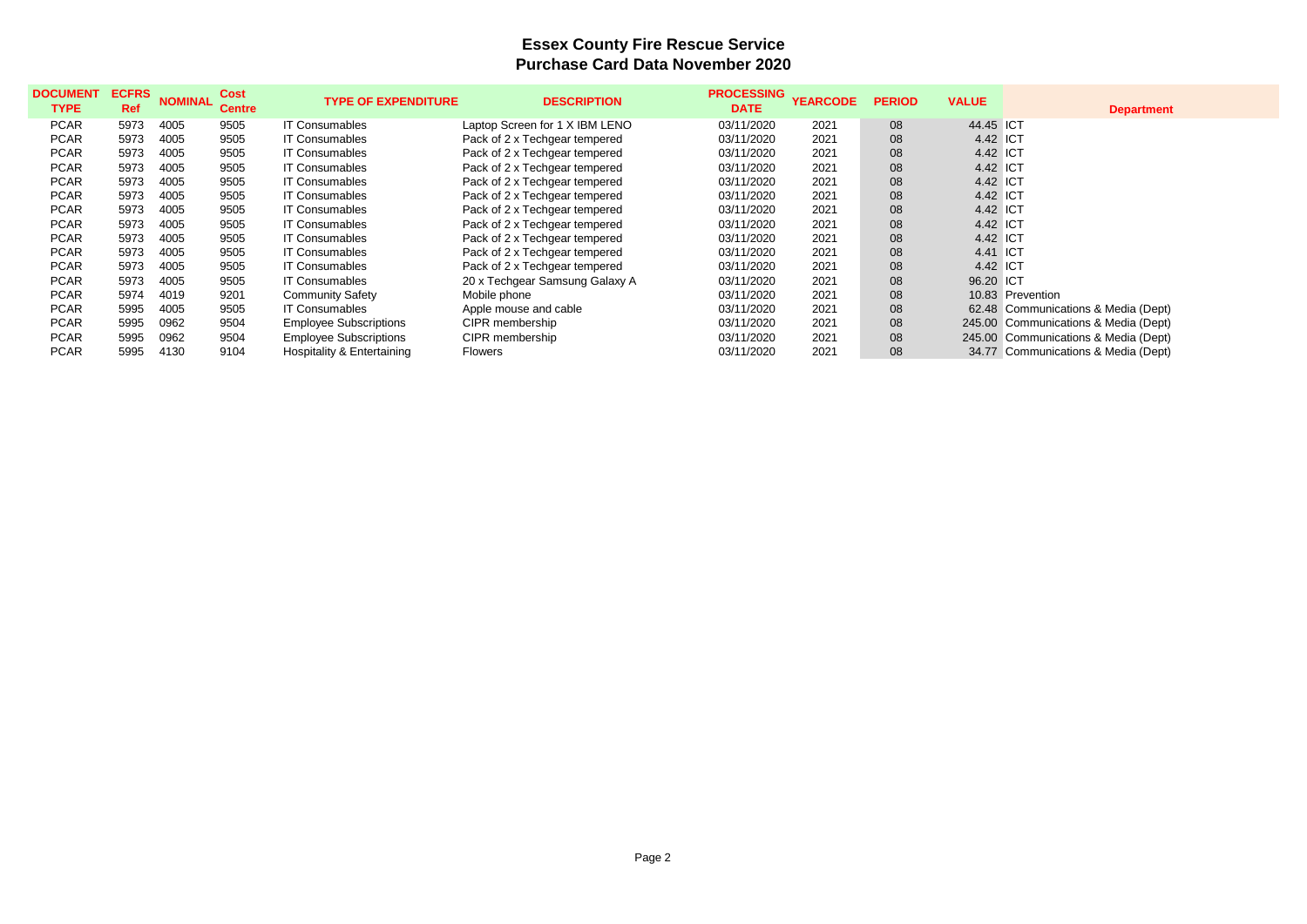## Essex County Fire Rescue Service
## Purchase Card Data November 2020

| DOCUMENT TYPE | ECFRS Ref | NOMINAL | Cost Centre | TYPE OF EXPENDITURE | DESCRIPTION | PROCESSING DATE | YEARCODE | PERIOD | VALUE | Department |
|---|---|---|---|---|---|---|---|---|---|---|
| PCAR | 5973 | 4005 | 9505 | IT Consumables | Laptop Screen for 1 X IBM LENO | 03/11/2020 | 2021 | 08 | 44.45 | ICT |
| PCAR | 5973 | 4005 | 9505 | IT Consumables | Pack of 2 x Techgear tempered | 03/11/2020 | 2021 | 08 | 4.42 | ICT |
| PCAR | 5973 | 4005 | 9505 | IT Consumables | Pack of 2 x Techgear tempered | 03/11/2020 | 2021 | 08 | 4.42 | ICT |
| PCAR | 5973 | 4005 | 9505 | IT Consumables | Pack of 2 x Techgear tempered | 03/11/2020 | 2021 | 08 | 4.42 | ICT |
| PCAR | 5973 | 4005 | 9505 | IT Consumables | Pack of 2 x Techgear tempered | 03/11/2020 | 2021 | 08 | 4.42 | ICT |
| PCAR | 5973 | 4005 | 9505 | IT Consumables | Pack of 2 x Techgear tempered | 03/11/2020 | 2021 | 08 | 4.42 | ICT |
| PCAR | 5973 | 4005 | 9505 | IT Consumables | Pack of 2 x Techgear tempered | 03/11/2020 | 2021 | 08 | 4.42 | ICT |
| PCAR | 5973 | 4005 | 9505 | IT Consumables | Pack of 2 x Techgear tempered | 03/11/2020 | 2021 | 08 | 4.42 | ICT |
| PCAR | 5973 | 4005 | 9505 | IT Consumables | Pack of 2 x Techgear tempered | 03/11/2020 | 2021 | 08 | 4.42 | ICT |
| PCAR | 5973 | 4005 | 9505 | IT Consumables | Pack of 2 x Techgear tempered | 03/11/2020 | 2021 | 08 | 4.41 | ICT |
| PCAR | 5973 | 4005 | 9505 | IT Consumables | Pack of 2 x Techgear tempered | 03/11/2020 | 2021 | 08 | 4.42 | ICT |
| PCAR | 5973 | 4005 | 9505 | IT Consumables | 20 x Techgear Samsung Galaxy A | 03/11/2020 | 2021 | 08 | 96.20 | ICT |
| PCAR | 5974 | 4019 | 9201 | Community Safety | Mobile phone | 03/11/2020 | 2021 | 08 | 10.83 | Prevention |
| PCAR | 5995 | 4005 | 9505 | IT Consumables | Apple mouse and cable | 03/11/2020 | 2021 | 08 | 62.48 | Communications & Media (Dept) |
| PCAR | 5995 | 0962 | 9504 | Employee Subscriptions | CIPR membership | 03/11/2020 | 2021 | 08 | 245.00 | Communications & Media (Dept) |
| PCAR | 5995 | 0962 | 9504 | Employee Subscriptions | CIPR membership | 03/11/2020 | 2021 | 08 | 245.00 | Communications & Media (Dept) |
| PCAR | 5995 | 4130 | 9104 | Hospitality & Entertaining | Flowers | 03/11/2020 | 2021 | 08 | 34.77 | Communications & Media (Dept) |